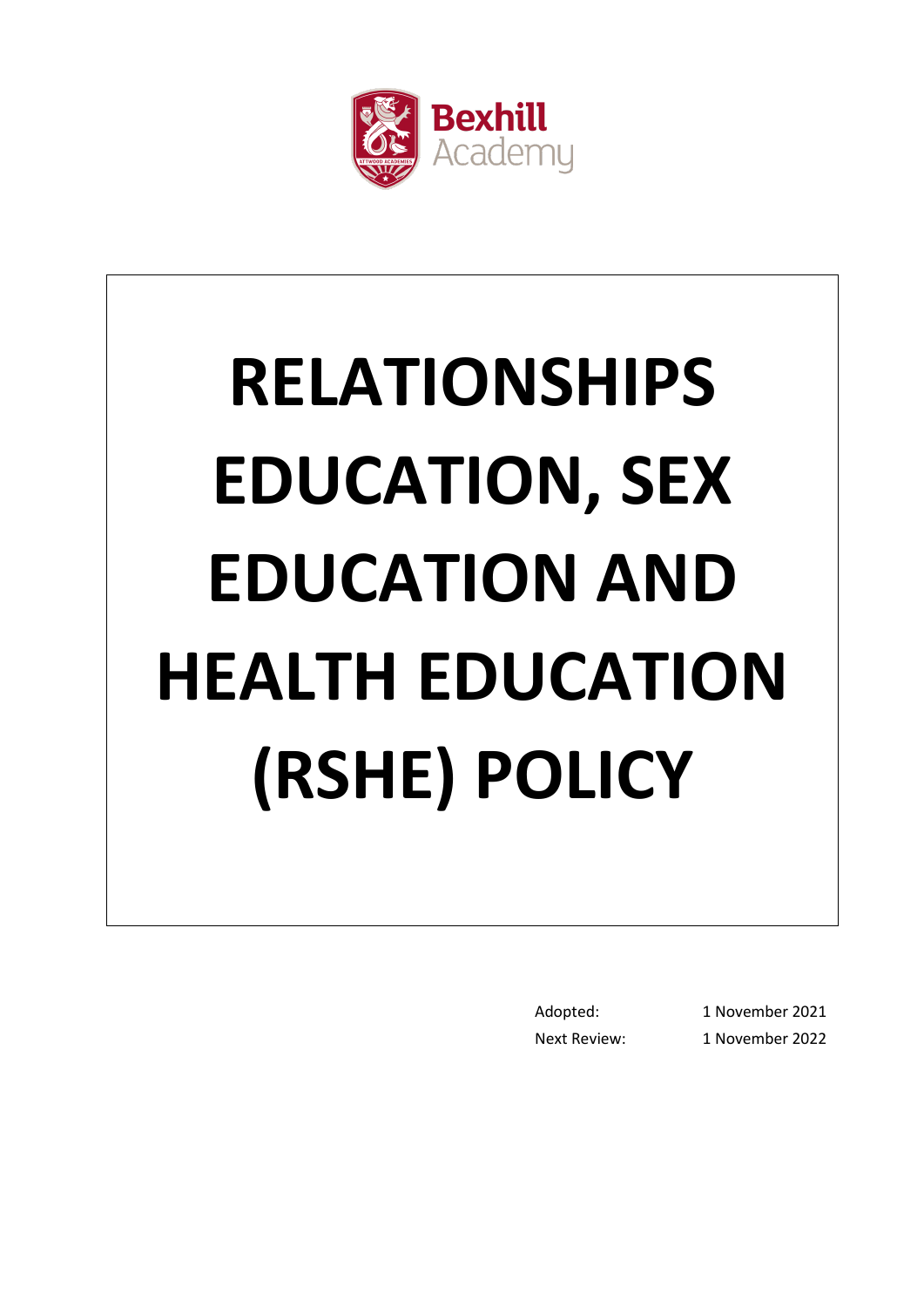Bexhill Academy

# RELATIONSHIPS EDUCATION, SEX EDUCATION AND HEALTH EDUCATION (RSHE) POLICY

| | |
|---|---|
| Adopted: | 1 November 2021 |
| Next Review: | 1 November 2022 |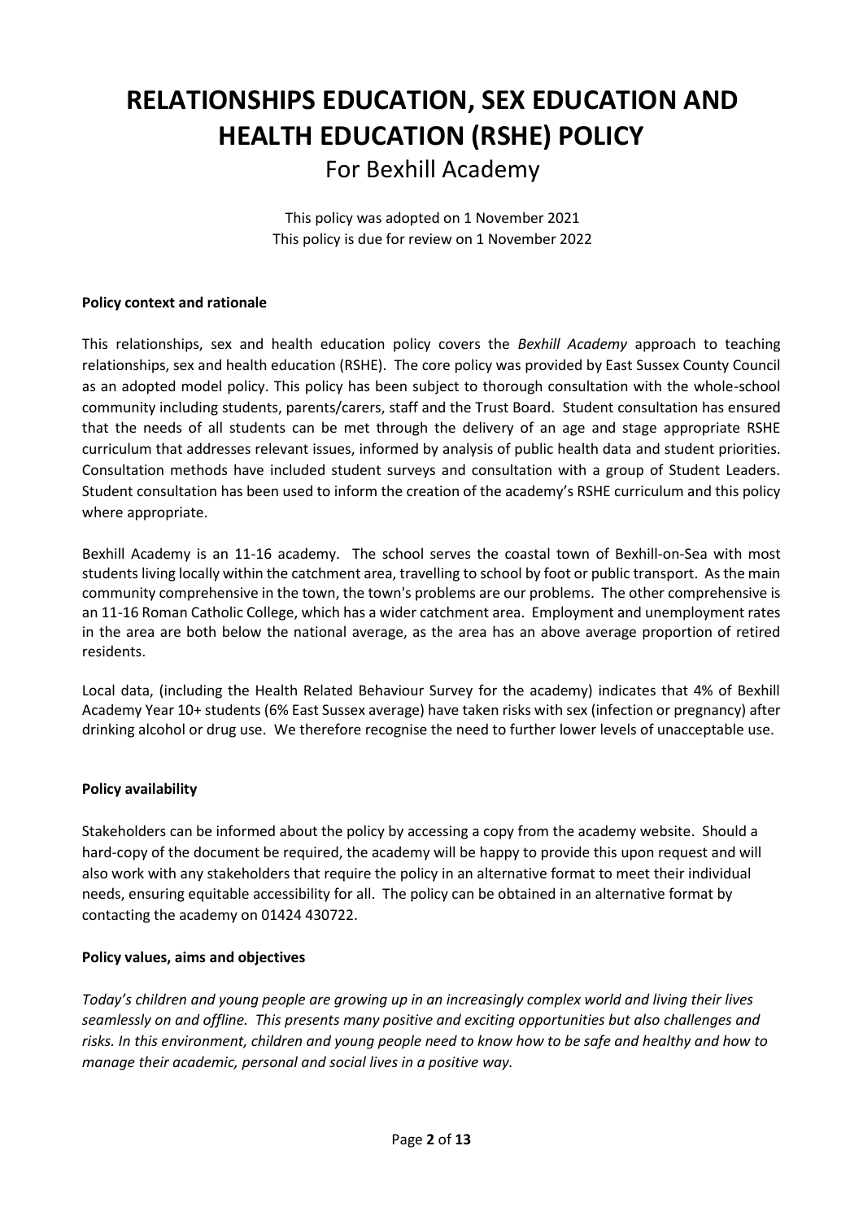# RELATIONSHIPS EDUCATION, SEX EDUCATION AND HEALTH EDUCATION (RSHE) POLICY

For Bexhill Academy

This policy was adopted on 1 November 2021
This policy is due for review on 1 November 2022

**Policy context and rationale**

This relationships, sex and health education policy covers the *Bexhill Academy* approach to teaching relationships, sex and health education (RSHE). The core policy was provided by East Sussex County Council as an adopted model policy. This policy has been subject to thorough consultation with the whole-school community including students, parents/carers, staff and the Trust Board. Student consultation has ensured that the needs of all students can be met through the delivery of an age and stage appropriate RSHE curriculum that addresses relevant issues, informed by analysis of public health data and student priorities. Consultation methods have included student surveys and consultation with a group of Student Leaders. Student consultation has been used to inform the creation of the academy's RSHE curriculum and this policy where appropriate.

Bexhill Academy is an 11-16 academy. The school serves the coastal town of Bexhill-on-Sea with most students living locally within the catchment area, travelling to school by foot or public transport. As the main community comprehensive in the town, the town's problems are our problems. The other comprehensive is an 11-16 Roman Catholic College, which has a wider catchment area. Employment and unemployment rates in the area are both below the national average, as the area has an above average proportion of retired residents.

Local data, (including the Health Related Behaviour Survey for the academy) indicates that 4% of Bexhill Academy Year 10+ students (6% East Sussex average) have taken risks with sex (infection or pregnancy) after drinking alcohol or drug use. We therefore recognise the need to further lower levels of unacceptable use.

**Policy availability**

Stakeholders can be informed about the policy by accessing a copy from the academy website. Should a hard-copy of the document be required, the academy will be happy to provide this upon request and will also work with any stakeholders that require the policy in an alternative format to meet their individual needs, ensuring equitable accessibility for all. The policy can be obtained in an alternative format by contacting the academy on 01424 430722.

**Policy values, aims and objectives**

*Today's children and young people are growing up in an increasingly complex world and living their lives seamlessly on and offline. This presents many positive and exciting opportunities but also challenges and risks. In this environment, children and young people need to know how to be safe and healthy and how to manage their academic, personal and social lives in a positive way.*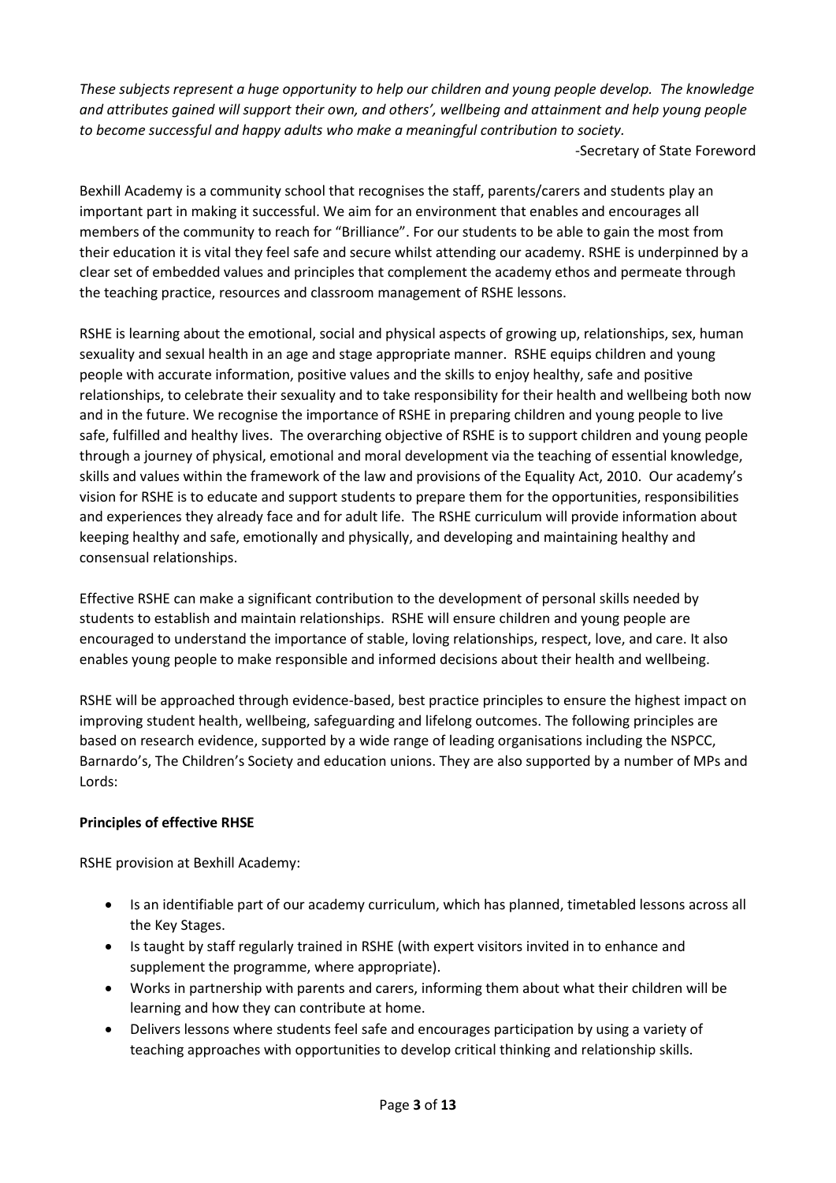*These subjects represent a huge opportunity to help our children and young people develop. The knowledge and attributes gained will support their own, and others', wellbeing and attainment and help young people to become successful and happy adults who make a meaningful contribution to society.*

-Secretary of State Foreword

Bexhill Academy is a community school that recognises the staff, parents/carers and students play an important part in making it successful. We aim for an environment that enables and encourages all members of the community to reach for "Brilliance". For our students to be able to gain the most from their education it is vital they feel safe and secure whilst attending our academy. RSHE is underpinned by a clear set of embedded values and principles that complement the academy ethos and permeate through the teaching practice, resources and classroom management of RSHE lessons.

RSHE is learning about the emotional, social and physical aspects of growing up, relationships, sex, human sexuality and sexual health in an age and stage appropriate manner. RSHE equips children and young people with accurate information, positive values and the skills to enjoy healthy, safe and positive relationships, to celebrate their sexuality and to take responsibility for their health and wellbeing both now and in the future. We recognise the importance of RSHE in preparing children and young people to live safe, fulfilled and healthy lives. The overarching objective of RSHE is to support children and young people through a journey of physical, emotional and moral development via the teaching of essential knowledge, skills and values within the framework of the law and provisions of the Equality Act, 2010. Our academy's vision for RSHE is to educate and support students to prepare them for the opportunities, responsibilities and experiences they already face and for adult life. The RSHE curriculum will provide information about keeping healthy and safe, emotionally and physically, and developing and maintaining healthy and consensual relationships.

Effective RSHE can make a significant contribution to the development of personal skills needed by students to establish and maintain relationships. RSHE will ensure children and young people are encouraged to understand the importance of stable, loving relationships, respect, love, and care. It also enables young people to make responsible and informed decisions about their health and wellbeing.

RSHE will be approached through evidence-based, best practice principles to ensure the highest impact on improving student health, wellbeing, safeguarding and lifelong outcomes. The following principles are based on research evidence, supported by a wide range of leading organisations including the NSPCC, Barnardo's, The Children's Society and education unions. They are also supported by a number of MPs and Lords:

**Principles of effective RHSE**

RSHE provision at Bexhill Academy:

- Is an identifiable part of our academy curriculum, which has planned, timetabled lessons across all the Key Stages.
- Is taught by staff regularly trained in RSHE (with expert visitors invited in to enhance and supplement the programme, where appropriate).
- Works in partnership with parents and carers, informing them about what their children will be learning and how they can contribute at home.
- Delivers lessons where students feel safe and encourages participation by using a variety of teaching approaches with opportunities to develop critical thinking and relationship skills.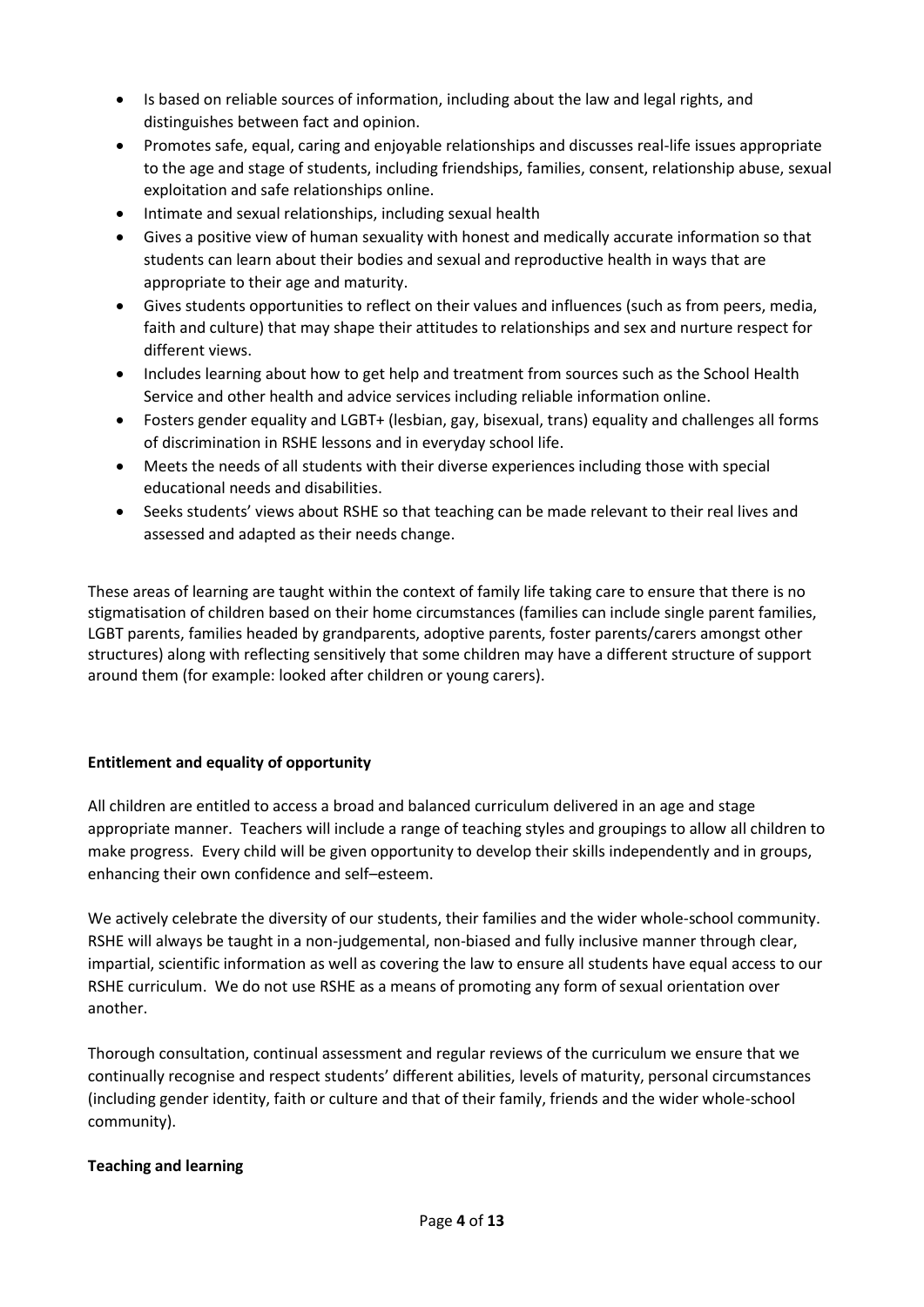- Is based on reliable sources of information, including about the law and legal rights, and distinguishes between fact and opinion.
- Promotes safe, equal, caring and enjoyable relationships and discusses real-life issues appropriate to the age and stage of students, including friendships, families, consent, relationship abuse, sexual exploitation and safe relationships online.
- Intimate and sexual relationships, including sexual health
- Gives a positive view of human sexuality with honest and medically accurate information so that students can learn about their bodies and sexual and reproductive health in ways that are appropriate to their age and maturity.
- Gives students opportunities to reflect on their values and influences (such as from peers, media, faith and culture) that may shape their attitudes to relationships and sex and nurture respect for different views.
- Includes learning about how to get help and treatment from sources such as the School Health Service and other health and advice services including reliable information online.
- Fosters gender equality and LGBT+ (lesbian, gay, bisexual, trans) equality and challenges all forms of discrimination in RSHE lessons and in everyday school life.
- Meets the needs of all students with their diverse experiences including those with special educational needs and disabilities.
- Seeks students' views about RSHE so that teaching can be made relevant to their real lives and assessed and adapted as their needs change.

These areas of learning are taught within the context of family life taking care to ensure that there is no stigmatisation of children based on their home circumstances (families can include single parent families, LGBT parents, families headed by grandparents, adoptive parents, foster parents/carers amongst other structures) along with reflecting sensitively that some children may have a different structure of support around them (for example: looked after children or young carers).

**Entitlement and equality of opportunity**

All children are entitled to access a broad and balanced curriculum delivered in an age and stage appropriate manner. Teachers will include a range of teaching styles and groupings to allow all children to make progress. Every child will be given opportunity to develop their skills independently and in groups, enhancing their own confidence and self–esteem.

We actively celebrate the diversity of our students, their families and the wider whole-school community. RSHE will always be taught in a non-judgemental, non-biased and fully inclusive manner through clear, impartial, scientific information as well as covering the law to ensure all students have equal access to our RSHE curriculum. We do not use RSHE as a means of promoting any form of sexual orientation over another.

Thorough consultation, continual assessment and regular reviews of the curriculum we ensure that we continually recognise and respect students' different abilities, levels of maturity, personal circumstances (including gender identity, faith or culture and that of their family, friends and the wider whole-school community).

**Teaching and learning**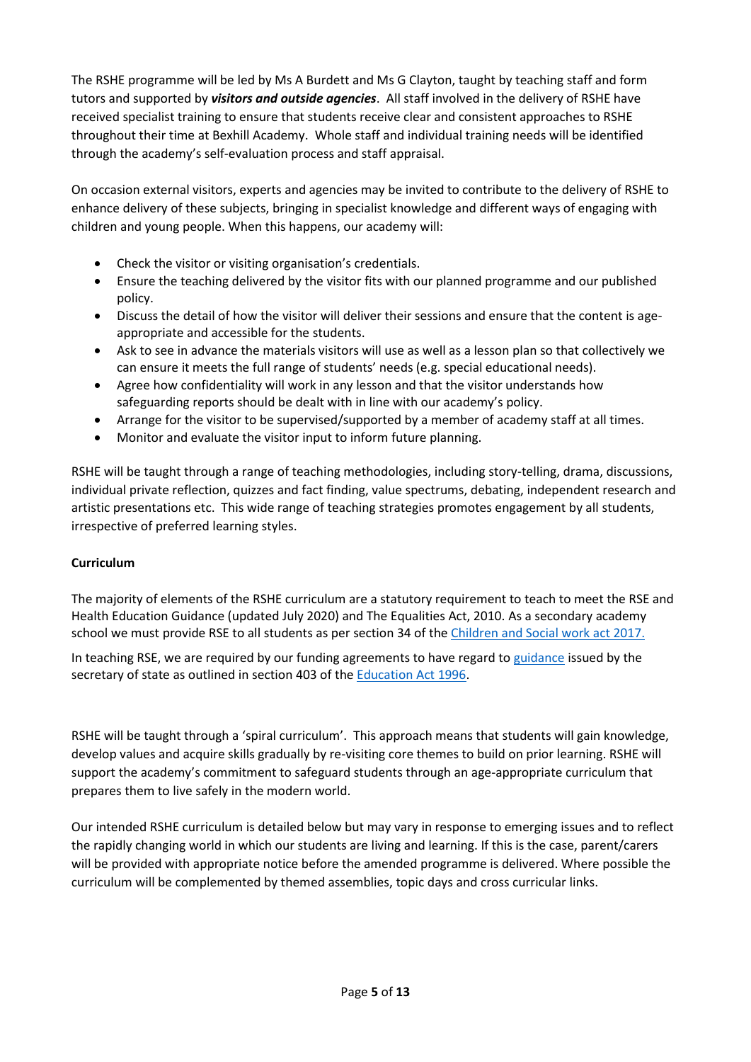The RSHE programme will be led by Ms A Burdett and Ms G Clayton, taught by teaching staff and form tutors and supported by ***visitors and outside agencies***. All staff involved in the delivery of RSHE have received specialist training to ensure that students receive clear and consistent approaches to RSHE throughout their time at Bexhill Academy. Whole staff and individual training needs will be identified through the academy's self-evaluation process and staff appraisal.

On occasion external visitors, experts and agencies may be invited to contribute to the delivery of RSHE to enhance delivery of these subjects, bringing in specialist knowledge and different ways of engaging with children and young people. When this happens, our academy will:

- Check the visitor or visiting organisation's credentials.
- Ensure the teaching delivered by the visitor fits with our planned programme and our published policy.
- Discuss the detail of how the visitor will deliver their sessions and ensure that the content is age-appropriate and accessible for the students.
- Ask to see in advance the materials visitors will use as well as a lesson plan so that collectively we can ensure it meets the full range of students' needs (e.g. special educational needs).
- Agree how confidentiality will work in any lesson and that the visitor understands how safeguarding reports should be dealt with in line with our academy's policy.
- Arrange for the visitor to be supervised/supported by a member of academy staff at all times.
- Monitor and evaluate the visitor input to inform future planning.

RSHE will be taught through a range of teaching methodologies, including story-telling, drama, discussions, individual private reflection, quizzes and fact finding, value spectrums, debating, independent research and artistic presentations etc. This wide range of teaching strategies promotes engagement by all students, irrespective of preferred learning styles.

**Curriculum**

The majority of elements of the RSHE curriculum are a statutory requirement to teach to meet the RSE and Health Education Guidance (updated July 2020) and The Equalities Act, 2010. As a secondary academy school we must provide RSE to all students as per section 34 of the Children and Social work act 2017.

In teaching RSE, we are required by our funding agreements to have regard to guidance issued by the secretary of state as outlined in section 403 of the Education Act 1996.

RSHE will be taught through a 'spiral curriculum'. This approach means that students will gain knowledge, develop values and acquire skills gradually by re-visiting core themes to build on prior learning. RSHE will support the academy's commitment to safeguard students through an age-appropriate curriculum that prepares them to live safely in the modern world.

Our intended RSHE curriculum is detailed below but may vary in response to emerging issues and to reflect the rapidly changing world in which our students are living and learning. If this is the case, parent/carers will be provided with appropriate notice before the amended programme is delivered. Where possible the curriculum will be complemented by themed assemblies, topic days and cross curricular links.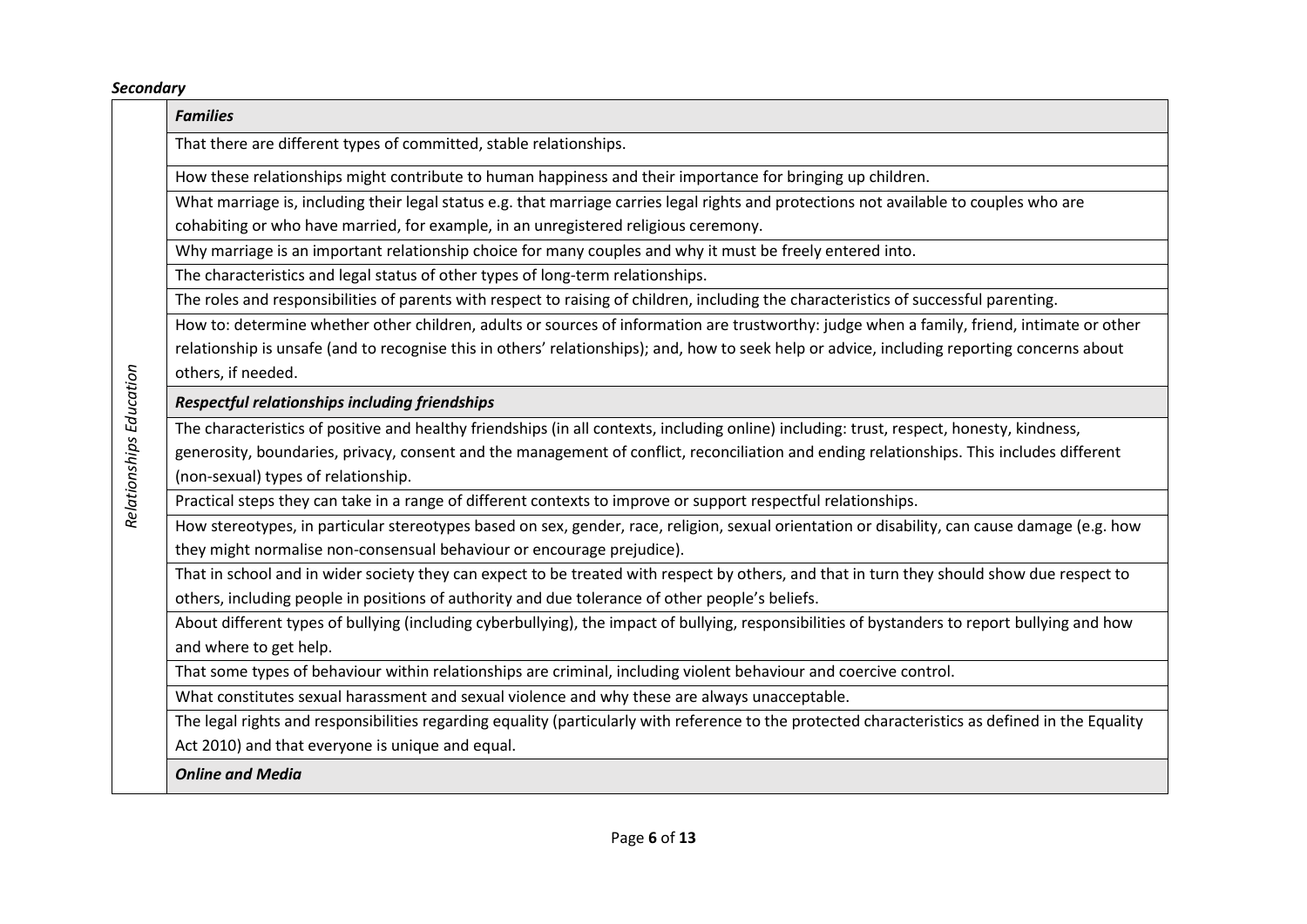***Secondary***

| Relationships Education | |
|---|---|
| | ***Families*** |
| | That there are different types of committed, stable relationships. |
| | How these relationships might contribute to human happiness and their importance for bringing up children. |
| | What marriage is, including their legal status e.g. that marriage carries legal rights and protections not available to couples who are cohabiting or who have married, for example, in an unregistered religious ceremony. |
| | Why marriage is an important relationship choice for many couples and why it must be freely entered into. |
| | The characteristics and legal status of other types of long-term relationships. |
| | The roles and responsibilities of parents with respect to raising of children, including the characteristics of successful parenting. |
| | How to: determine whether other children, adults or sources of information are trustworthy: judge when a family, friend, intimate or other relationship is unsafe (and to recognise this in others' relationships); and, how to seek help or advice, including reporting concerns about others, if needed. |
| | ***Respectful relationships including friendships*** |
| | The characteristics of positive and healthy friendships (in all contexts, including online) including: trust, respect, honesty, kindness, generosity, boundaries, privacy, consent and the management of conflict, reconciliation and ending relationships. This includes different (non-sexual) types of relationship. |
| | Practical steps they can take in a range of different contexts to improve or support respectful relationships. |
| | How stereotypes, in particular stereotypes based on sex, gender, race, religion, sexual orientation or disability, can cause damage (e.g. how they might normalise non-consensual behaviour or encourage prejudice). |
| | That in school and in wider society they can expect to be treated with respect by others, and that in turn they should show due respect to others, including people in positions of authority and due tolerance of other people's beliefs. |
| | About different types of bullying (including cyberbullying), the impact of bullying, responsibilities of bystanders to report bullying and how and where to get help. |
| | That some types of behaviour within relationships are criminal, including violent behaviour and coercive control. |
| | What constitutes sexual harassment and sexual violence and why these are always unacceptable. |
| | The legal rights and responsibilities regarding equality (particularly with reference to the protected characteristics as defined in the Equality Act 2010) and that everyone is unique and equal. |
| | ***Online and Media*** |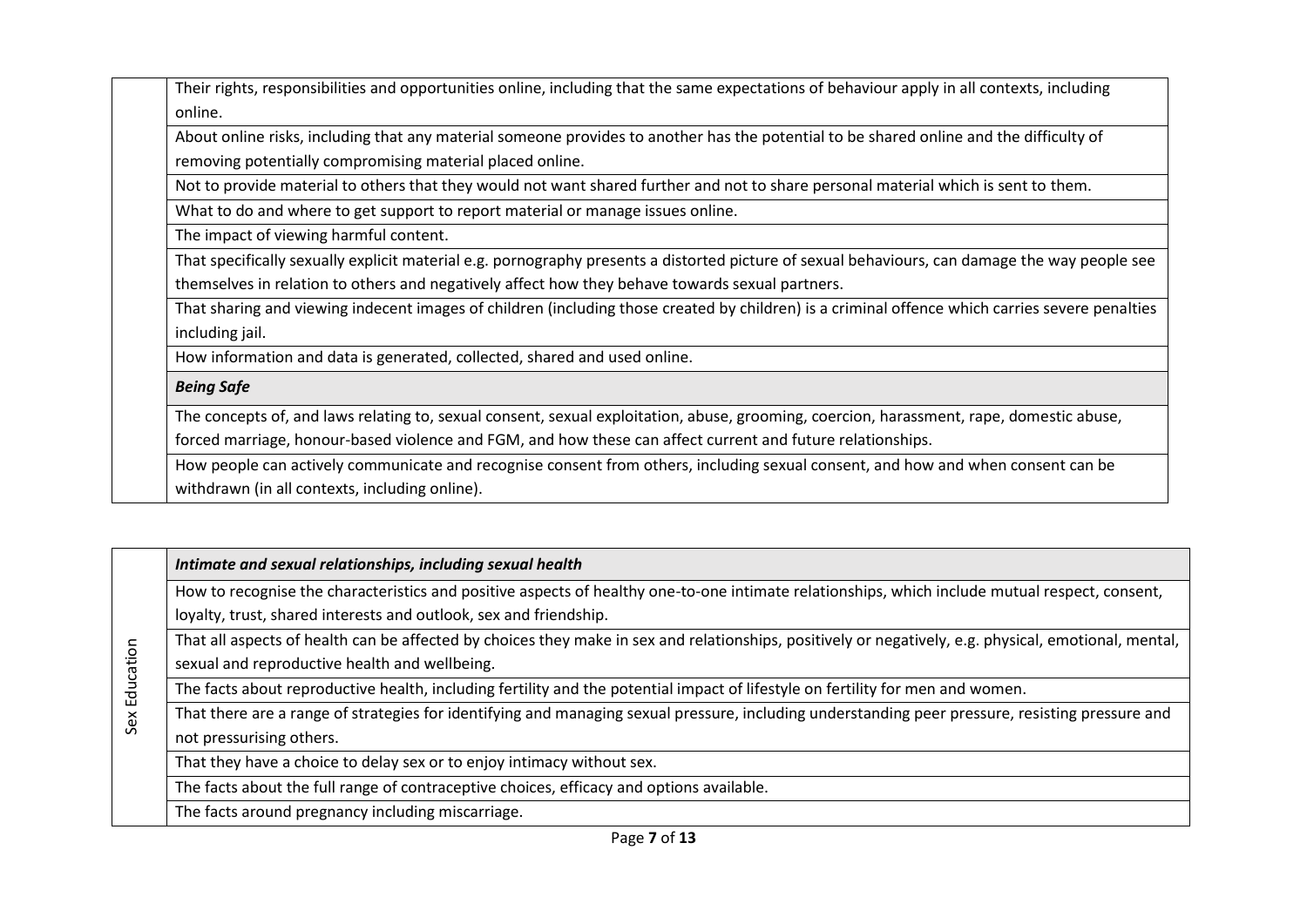| | |
|---|---|
| | Their rights, responsibilities and opportunities online, including that the same expectations of behaviour apply in all contexts, including online. |
| | About online risks, including that any material someone provides to another has the potential to be shared online and the difficulty of removing potentially compromising material placed online. |
| | Not to provide material to others that they would not want shared further and not to share personal material which is sent to them. |
| | What to do and where to get support to report material or manage issues online. |
| | The impact of viewing harmful content. |
| | That specifically sexually explicit material e.g. pornography presents a distorted picture of sexual behaviours, can damage the way people see themselves in relation to others and negatively affect how they behave towards sexual partners. |
| | That sharing and viewing indecent images of children (including those created by children) is a criminal offence which carries severe penalties including jail. |
| | How information and data is generated, collected, shared and used online. |
| | ***Being Safe*** |
| | The concepts of, and laws relating to, sexual consent, sexual exploitation, abuse, grooming, coercion, harassment, rape, domestic abuse, forced marriage, honour-based violence and FGM, and how these can affect current and future relationships. |
| | How people can actively communicate and recognise consent from others, including sexual consent, and how and when consent can be withdrawn (in all contexts, including online). |

| | |
|---|---|
| Sex Education | ***Intimate and sexual relationships, including sexual health*** |
| | How to recognise the characteristics and positive aspects of healthy one-to-one intimate relationships, which include mutual respect, consent, loyalty, trust, shared interests and outlook, sex and friendship. |
| | That all aspects of health can be affected by choices they make in sex and relationships, positively or negatively, e.g. physical, emotional, mental, sexual and reproductive health and wellbeing. |
| | The facts about reproductive health, including fertility and the potential impact of lifestyle on fertility for men and women. |
| | That there are a range of strategies for identifying and managing sexual pressure, including understanding peer pressure, resisting pressure and not pressurising others. |
| | That they have a choice to delay sex or to enjoy intimacy without sex. |
| | The facts about the full range of contraceptive choices, efficacy and options available. |
| | The facts around pregnancy including miscarriage. |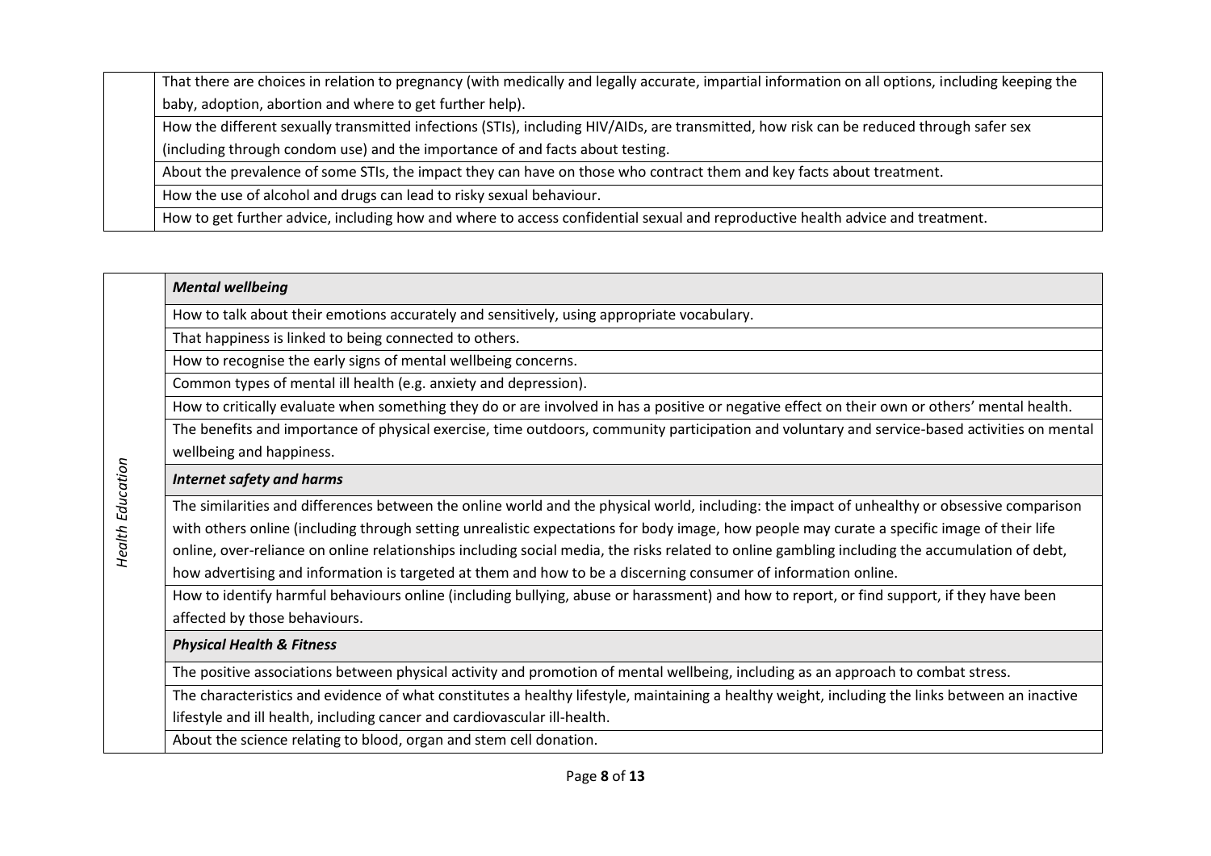| | |
|---|---|
| | That there are choices in relation to pregnancy (with medically and legally accurate, impartial information on all options, including keeping the baby, adoption, abortion and where to get further help). |
| | How the different sexually transmitted infections (STIs), including HIV/AIDs, are transmitted, how risk can be reduced through safer sex (including through condom use) and the importance of and facts about testing. |
| | About the prevalence of some STIs, the impact they can have on those who contract them and key facts about treatment. |
| | How the use of alcohol and drugs can lead to risky sexual behaviour. |
| | How to get further advice, including how and where to access confidential sexual and reproductive health advice and treatment. |

| | |
|---|---|
| *Health Education* | ***Mental wellbeing*** |
| | How to talk about their emotions accurately and sensitively, using appropriate vocabulary. |
| | That happiness is linked to being connected to others. |
| | How to recognise the early signs of mental wellbeing concerns. |
| | Common types of mental ill health (e.g. anxiety and depression). |
| | How to critically evaluate when something they do or are involved in has a positive or negative effect on their own or others' mental health. |
| | The benefits and importance of physical exercise, time outdoors, community participation and voluntary and service-based activities on mental wellbeing and happiness. |
| | ***Internet safety and harms*** |
| | The similarities and differences between the online world and the physical world, including: the impact of unhealthy or obsessive comparison with others online (including through setting unrealistic expectations for body image, how people may curate a specific image of their life online, over-reliance on online relationships including social media, the risks related to online gambling including the accumulation of debt, how advertising and information is targeted at them and how to be a discerning consumer of information online. |
| | How to identify harmful behaviours online (including bullying, abuse or harassment) and how to report, or find support, if they have been affected by those behaviours. |
| | ***Physical Health & Fitness*** |
| | The positive associations between physical activity and promotion of mental wellbeing, including as an approach to combat stress. |
| | The characteristics and evidence of what constitutes a healthy lifestyle, maintaining a healthy weight, including the links between an inactive lifestyle and ill health, including cancer and cardiovascular ill-health. |
| | About the science relating to blood, organ and stem cell donation. |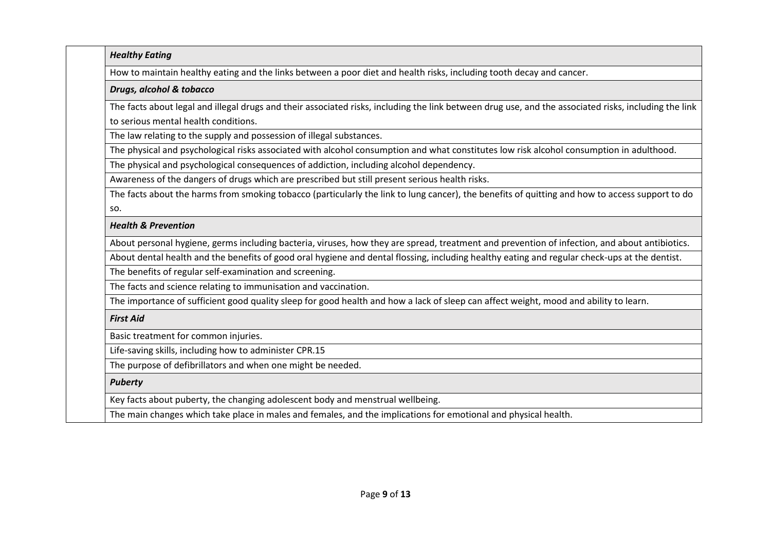| | |
|---|---|
| | ***Healthy Eating*** |
| | How to maintain healthy eating and the links between a poor diet and health risks, including tooth decay and cancer. |
| | ***Drugs, alcohol & tobacco*** |
| | The facts about legal and illegal drugs and their associated risks, including the link between drug use, and the associated risks, including the link to serious mental health conditions. |
| | The law relating to the supply and possession of illegal substances. |
| | The physical and psychological risks associated with alcohol consumption and what constitutes low risk alcohol consumption in adulthood. |
| | The physical and psychological consequences of addiction, including alcohol dependency. |
| | Awareness of the dangers of drugs which are prescribed but still present serious health risks. |
| | The facts about the harms from smoking tobacco (particularly the link to lung cancer), the benefits of quitting and how to access support to do so. |
| | ***Health & Prevention*** |
| | About personal hygiene, germs including bacteria, viruses, how they are spread, treatment and prevention of infection, and about antibiotics. |
| | About dental health and the benefits of good oral hygiene and dental flossing, including healthy eating and regular check-ups at the dentist. |
| | The benefits of regular self-examination and screening. |
| | The facts and science relating to immunisation and vaccination. |
| | The importance of sufficient good quality sleep for good health and how a lack of sleep can affect weight, mood and ability to learn. |
| | ***First Aid*** |
| | Basic treatment for common injuries. |
| | Life-saving skills, including how to administer CPR.15 |
| | The purpose of defibrillators and when one might be needed. |
| | ***Puberty*** |
| | Key facts about puberty, the changing adolescent body and menstrual wellbeing. |
| | The main changes which take place in males and females, and the implications for emotional and physical health. |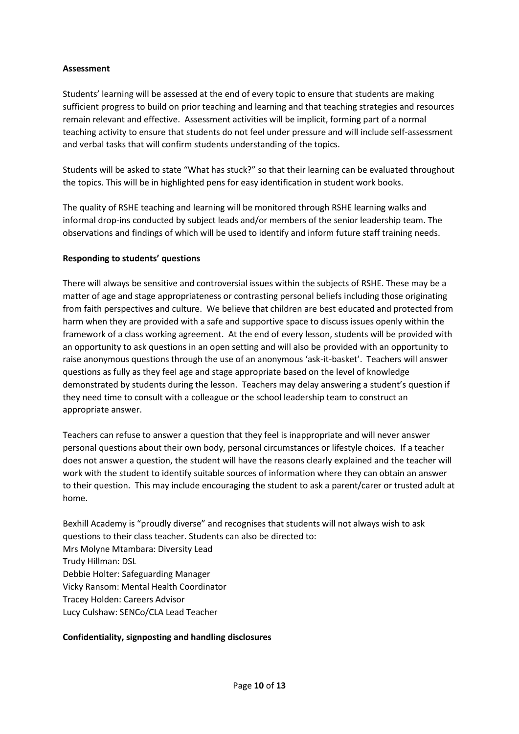**Assessment**

Students' learning will be assessed at the end of every topic to ensure that students are making sufficient progress to build on prior teaching and learning and that teaching strategies and resources remain relevant and effective. Assessment activities will be implicit, forming part of a normal teaching activity to ensure that students do not feel under pressure and will include self-assessment and verbal tasks that will confirm students understanding of the topics.

Students will be asked to state "What has stuck?" so that their learning can be evaluated throughout the topics. This will be in highlighted pens for easy identification in student work books.

The quality of RSHE teaching and learning will be monitored through RSHE learning walks and informal drop-ins conducted by subject leads and/or members of the senior leadership team. The observations and findings of which will be used to identify and inform future staff training needs.

**Responding to students' questions**

There will always be sensitive and controversial issues within the subjects of RSHE. These may be a matter of age and stage appropriateness or contrasting personal beliefs including those originating from faith perspectives and culture. We believe that children are best educated and protected from harm when they are provided with a safe and supportive space to discuss issues openly within the framework of a class working agreement. At the end of every lesson, students will be provided with an opportunity to ask questions in an open setting and will also be provided with an opportunity to raise anonymous questions through the use of an anonymous 'ask-it-basket'. Teachers will answer questions as fully as they feel age and stage appropriate based on the level of knowledge demonstrated by students during the lesson. Teachers may delay answering a student's question if they need time to consult with a colleague or the school leadership team to construct an appropriate answer.

Teachers can refuse to answer a question that they feel is inappropriate and will never answer personal questions about their own body, personal circumstances or lifestyle choices. If a teacher does not answer a question, the student will have the reasons clearly explained and the teacher will work with the student to identify suitable sources of information where they can obtain an answer to their question. This may include encouraging the student to ask a parent/carer or trusted adult at home.

Bexhill Academy is "proudly diverse" and recognises that students will not always wish to ask questions to their class teacher. Students can also be directed to:
Mrs Molyne Mtambara: Diversity Lead
Trudy Hillman: DSL
Debbie Holter: Safeguarding Manager
Vicky Ransom: Mental Health Coordinator
Tracey Holden: Careers Advisor
Lucy Culshaw: SENCo/CLA Lead Teacher

**Confidentiality, signposting and handling disclosures**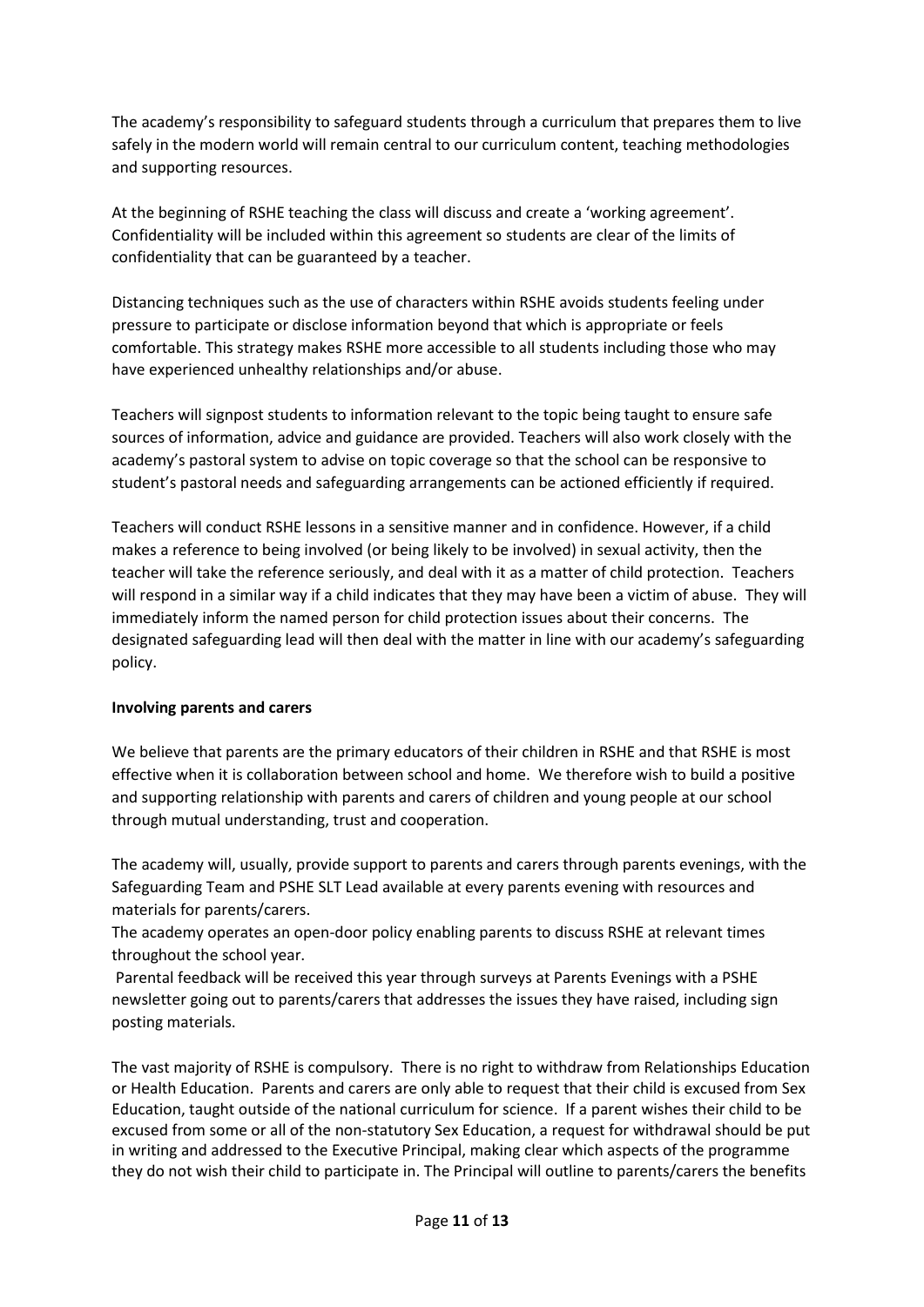The academy's responsibility to safeguard students through a curriculum that prepares them to live safely in the modern world will remain central to our curriculum content, teaching methodologies and supporting resources.

At the beginning of RSHE teaching the class will discuss and create a 'working agreement'. Confidentiality will be included within this agreement so students are clear of the limits of confidentiality that can be guaranteed by a teacher.

Distancing techniques such as the use of characters within RSHE avoids students feeling under pressure to participate or disclose information beyond that which is appropriate or feels comfortable. This strategy makes RSHE more accessible to all students including those who may have experienced unhealthy relationships and/or abuse.

Teachers will signpost students to information relevant to the topic being taught to ensure safe sources of information, advice and guidance are provided. Teachers will also work closely with the academy's pastoral system to advise on topic coverage so that the school can be responsive to student's pastoral needs and safeguarding arrangements can be actioned efficiently if required.

Teachers will conduct RSHE lessons in a sensitive manner and in confidence. However, if a child makes a reference to being involved (or being likely to be involved) in sexual activity, then the teacher will take the reference seriously, and deal with it as a matter of child protection. Teachers will respond in a similar way if a child indicates that they may have been a victim of abuse. They will immediately inform the named person for child protection issues about their concerns. The designated safeguarding lead will then deal with the matter in line with our academy's safeguarding policy.

**Involving parents and carers**

We believe that parents are the primary educators of their children in RSHE and that RSHE is most effective when it is collaboration between school and home. We therefore wish to build a positive and supporting relationship with parents and carers of children and young people at our school through mutual understanding, trust and cooperation.

The academy will, usually, provide support to parents and carers through parents evenings, with the Safeguarding Team and PSHE SLT Lead available at every parents evening with resources and materials for parents/carers.

The academy operates an open-door policy enabling parents to discuss RSHE at relevant times throughout the school year.

Parental feedback will be received this year through surveys at Parents Evenings with a PSHE newsletter going out to parents/carers that addresses the issues they have raised, including sign posting materials.

The vast majority of RSHE is compulsory. There is no right to withdraw from Relationships Education or Health Education. Parents and carers are only able to request that their child is excused from Sex Education, taught outside of the national curriculum for science. If a parent wishes their child to be excused from some or all of the non-statutory Sex Education, a request for withdrawal should be put in writing and addressed to the Executive Principal, making clear which aspects of the programme they do not wish their child to participate in. The Principal will outline to parents/carers the benefits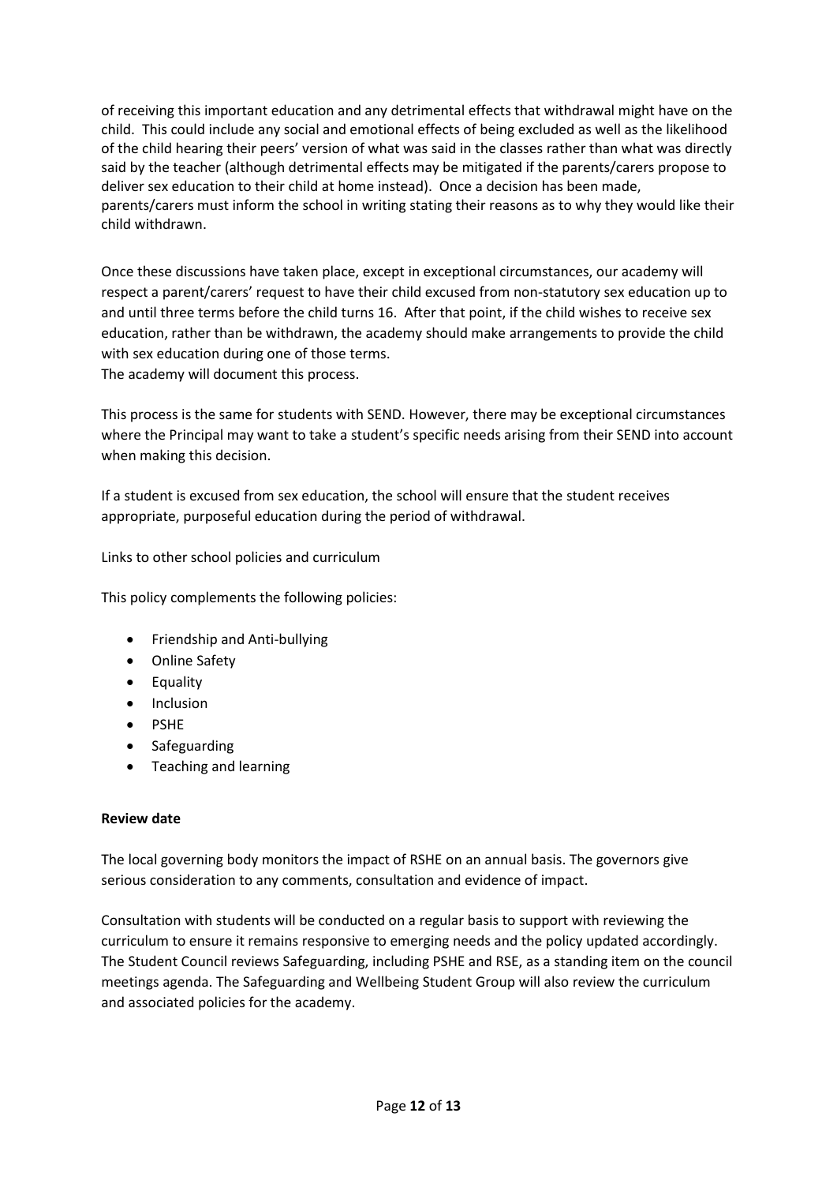of receiving this important education and any detrimental effects that withdrawal might have on the child. This could include any social and emotional effects of being excluded as well as the likelihood of the child hearing their peers' version of what was said in the classes rather than what was directly said by the teacher (although detrimental effects may be mitigated if the parents/carers propose to deliver sex education to their child at home instead). Once a decision has been made, parents/carers must inform the school in writing stating their reasons as to why they would like their child withdrawn.

Once these discussions have taken place, except in exceptional circumstances, our academy will respect a parent/carers' request to have their child excused from non-statutory sex education up to and until three terms before the child turns 16. After that point, if the child wishes to receive sex education, rather than be withdrawn, the academy should make arrangements to provide the child with sex education during one of those terms.
The academy will document this process.

This process is the same for students with SEND. However, there may be exceptional circumstances where the Principal may want to take a student's specific needs arising from their SEND into account when making this decision.

If a student is excused from sex education, the school will ensure that the student receives appropriate, purposeful education during the period of withdrawal.

Links to other school policies and curriculum

This policy complements the following policies:

- Friendship and Anti-bullying
- Online Safety
- Equality
- Inclusion
- PSHE
- Safeguarding
- Teaching and learning

**Review date**

The local governing body monitors the impact of RSHE on an annual basis. The governors give serious consideration to any comments, consultation and evidence of impact.

Consultation with students will be conducted on a regular basis to support with reviewing the curriculum to ensure it remains responsive to emerging needs and the policy updated accordingly. The Student Council reviews Safeguarding, including PSHE and RSE, as a standing item on the council meetings agenda. The Safeguarding and Wellbeing Student Group will also review the curriculum and associated policies for the academy.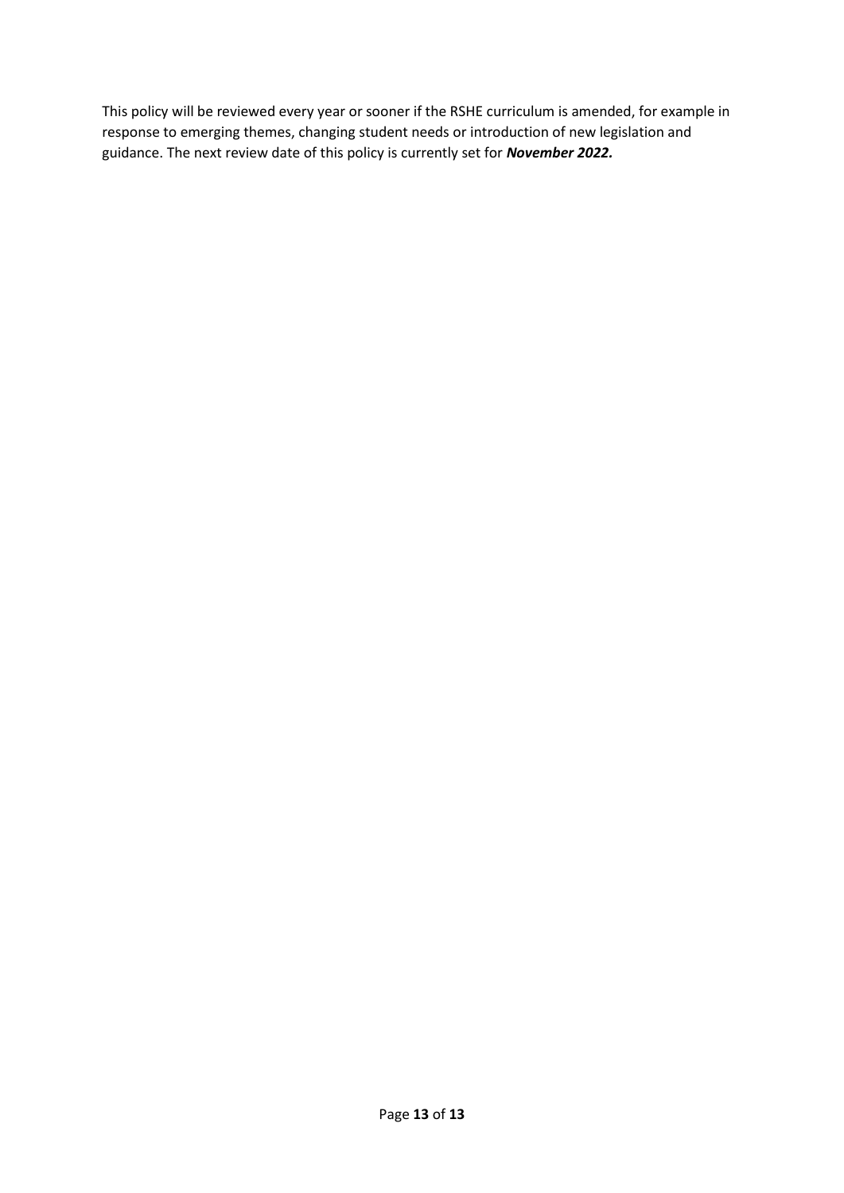This policy will be reviewed every year or sooner if the RSHE curriculum is amended, for example in response to emerging themes, changing student needs or introduction of new legislation and guidance. The next review date of this policy is currently set for ***November 2022.***